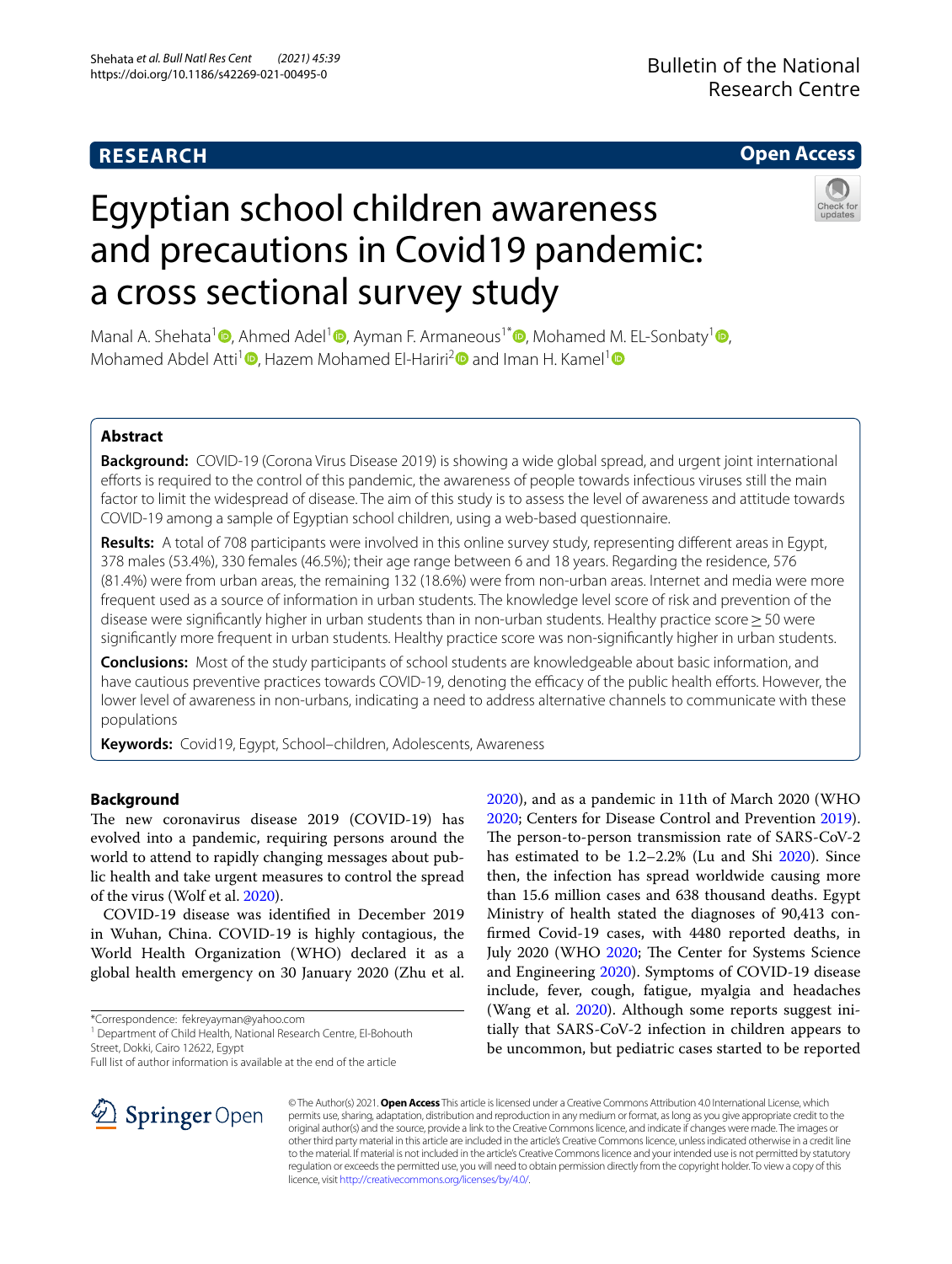RESEARCH

Open Access

# Egyptian school children awareness and precautions in Covid19 pandemic: a cross sectional survey study

Manal A. Shehata[1], Ahmed Adel[1], Ayman F. Armaneous[1*], Mohamed M. EL-Sonbaty[1], Mohamed Abdel Atti[1], Hazem Mohamed El-Hariri[2] and Iman H. Kamel[1]

## Abstract

**Background:** COVID-19 (Corona Virus Disease 2019) is showing a wide global spread, and urgent joint international efforts is required to the control of this pandemic, the awareness of people towards infectious viruses still the main factor to limit the widespread of disease. The aim of this study is to assess the level of awareness and attitude towards COVID-19 among a sample of Egyptian school children, using a web-based questionnaire.

**Results:** A total of 708 participants were involved in this online survey study, representing different areas in Egypt, 378 males (53.4%), 330 females (46.5%); their age range between 6 and 18 years. Regarding the residence, 576 (81.4%) were from urban areas, the remaining 132 (18.6%) were from non-urban areas. Internet and media were more frequent used as a source of information in urban students. The knowledge level score of risk and prevention of the disease were significantly higher in urban students than in non-urban students. Healthy practice score ≥ 50 were significantly more frequent in urban students. Healthy practice score was non-significantly higher in urban students.

**Conclusions:** Most of the study participants of school students are knowledgeable about basic information, and have cautious preventive practices towards COVID-19, denoting the efficacy of the public health efforts. However, the lower level of awareness in non-urbans, indicating a need to address alternative channels to communicate with these populations

**Keywords:** Covid19, Egypt, School–children, Adolescents, Awareness

## Background

The new coronavirus disease 2019 (COVID-19) has evolved into a pandemic, requiring persons around the world to attend to rapidly changing messages about public health and take urgent measures to control the spread of the virus (Wolf et al. 2020).

COVID-19 disease was identified in December 2019 in Wuhan, China. COVID-19 is highly contagious, the World Health Organization (WHO) declared it as a global health emergency on 30 January 2020 (Zhu et al. 2020), and as a pandemic in 11th of March 2020 (WHO 2020; Centers for Disease Control and Prevention 2019). The person-to-person transmission rate of SARS-CoV-2 has estimated to be 1.2–2.2% (Lu and Shi 2020). Since then, the infection has spread worldwide causing more than 15.6 million cases and 638 thousand deaths. Egypt Ministry of health stated the diagnoses of 90,413 confirmed Covid-19 cases, with 4480 reported deaths, in July 2020 (WHO 2020; The Center for Systems Science and Engineering 2020). Symptoms of COVID-19 disease include, fever, cough, fatigue, myalgia and headaches (Wang et al. 2020). Although some reports suggest initially that SARS-CoV-2 infection in children appears to be uncommon, but pediatric cases started to be reported

*Correspondence: fekreyayman@yahoo.com
[1] Department of Child Health, National Research Centre, El-Bohouth Street, Dokki, Cairo 12622, Egypt
Full list of author information is available at the end of the article

© The Author(s) 2021. **Open Access** This article is licensed under a Creative Commons Attribution 4.0 International License, which permits use, sharing, adaptation, distribution and reproduction in any medium or format, as long as you give appropriate credit to the original author(s) and the source, provide a link to the Creative Commons licence, and indicate if changes were made. The images or other third party material in this article are included in the article's Creative Commons licence, unless indicated otherwise in a credit line to the material. If material is not included in the article's Creative Commons licence and your intended use is not permitted by statutory regulation or exceeds the permitted use, you will need to obtain permission directly from the copyright holder. To view a copy of this licence, visit http://creativecommons.org/licenses/by/4.0/.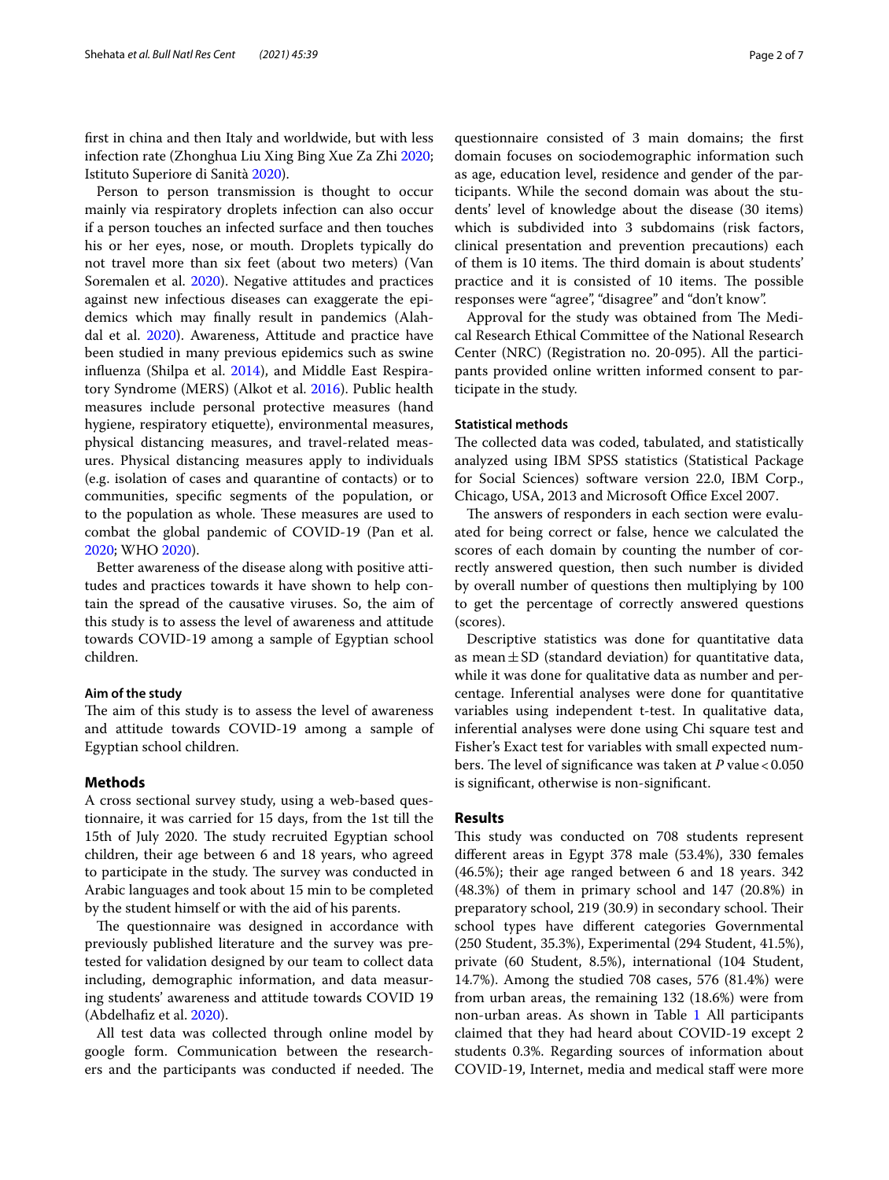first in china and then Italy and worldwide, but with less infection rate (Zhonghua Liu Xing Bing Xue Za Zhi 2020; Istituto Superiore di Sanità 2020).

Person to person transmission is thought to occur mainly via respiratory droplets infection can also occur if a person touches an infected surface and then touches his or her eyes, nose, or mouth. Droplets typically do not travel more than six feet (about two meters) (Van Soremalen et al. 2020). Negative attitudes and practices against new infectious diseases can exaggerate the epidemics which may finally result in pandemics (Alahdal et al. 2020). Awareness, Attitude and practice have been studied in many previous epidemics such as swine influenza (Shilpa et al. 2014), and Middle East Respiratory Syndrome (MERS) (Alkot et al. 2016). Public health measures include personal protective measures (hand hygiene, respiratory etiquette), environmental measures, physical distancing measures, and travel-related measures. Physical distancing measures apply to individuals (e.g. isolation of cases and quarantine of contacts) or to communities, specific segments of the population, or to the population as whole. These measures are used to combat the global pandemic of COVID-19 (Pan et al. 2020; WHO 2020).

Better awareness of the disease along with positive attitudes and practices towards it have shown to help contain the spread of the causative viruses. So, the aim of this study is to assess the level of awareness and attitude towards COVID-19 among a sample of Egyptian school children.

#### Aim of the study

The aim of this study is to assess the level of awareness and attitude towards COVID-19 among a sample of Egyptian school children.

## Methods

A cross sectional survey study, using a web-based questionnaire, it was carried for 15 days, from the 1st till the 15th of July 2020. The study recruited Egyptian school children, their age between 6 and 18 years, who agreed to participate in the study. The survey was conducted in Arabic languages and took about 15 min to be completed by the student himself or with the aid of his parents.

The questionnaire was designed in accordance with previously published literature and the survey was pretested for validation designed by our team to collect data including, demographic information, and data measuring students' awareness and attitude towards COVID 19 (Abdelhafiz et al. 2020).

All test data was collected through online model by google form. Communication between the researchers and the participants was conducted if needed. The questionnaire consisted of 3 main domains; the first domain focuses on sociodemographic information such as age, education level, residence and gender of the participants. While the second domain was about the students' level of knowledge about the disease (30 items) which is subdivided into 3 subdomains (risk factors, clinical presentation and prevention precautions) each of them is 10 items. The third domain is about students' practice and it is consisted of 10 items. The possible responses were "agree", "disagree" and "don't know".

Approval for the study was obtained from The Medical Research Ethical Committee of the National Research Center (NRC) (Registration no. 20-095). All the participants provided online written informed consent to participate in the study.

#### Statistical methods

The collected data was coded, tabulated, and statistically analyzed using IBM SPSS statistics (Statistical Package for Social Sciences) software version 22.0, IBM Corp., Chicago, USA, 2013 and Microsoft Office Excel 2007.

The answers of responders in each section were evaluated for being correct or false, hence we calculated the scores of each domain by counting the number of correctly answered question, then such number is divided by overall number of questions then multiplying by 100 to get the percentage of correctly answered questions (scores).

Descriptive statistics was done for quantitative data as mean ± SD (standard deviation) for quantitative data, while it was done for qualitative data as number and percentage. Inferential analyses were done for quantitative variables using independent t-test. In qualitative data, inferential analyses were done using Chi square test and Fisher's Exact test for variables with small expected numbers. The level of significance was taken at $P$ value < 0.050 is significant, otherwise is non-significant.

## Results

This study was conducted on 708 students represent different areas in Egypt 378 male (53.4%), 330 females (46.5%); their age ranged between 6 and 18 years. 342 (48.3%) of them in primary school and 147 (20.8%) in preparatory school, 219 (30.9) in secondary school. Their school types have different categories Governmental (250 Student, 35.3%), Experimental (294 Student, 41.5%), private (60 Student, 8.5%), international (104 Student, 14.7%). Among the studied 708 cases, 576 (81.4%) were from urban areas, the remaining 132 (18.6%) were from non-urban areas. As shown in Table 1 All participants claimed that they had heard about COVID-19 except 2 students 0.3%. Regarding sources of information about COVID-19, Internet, media and medical staff were more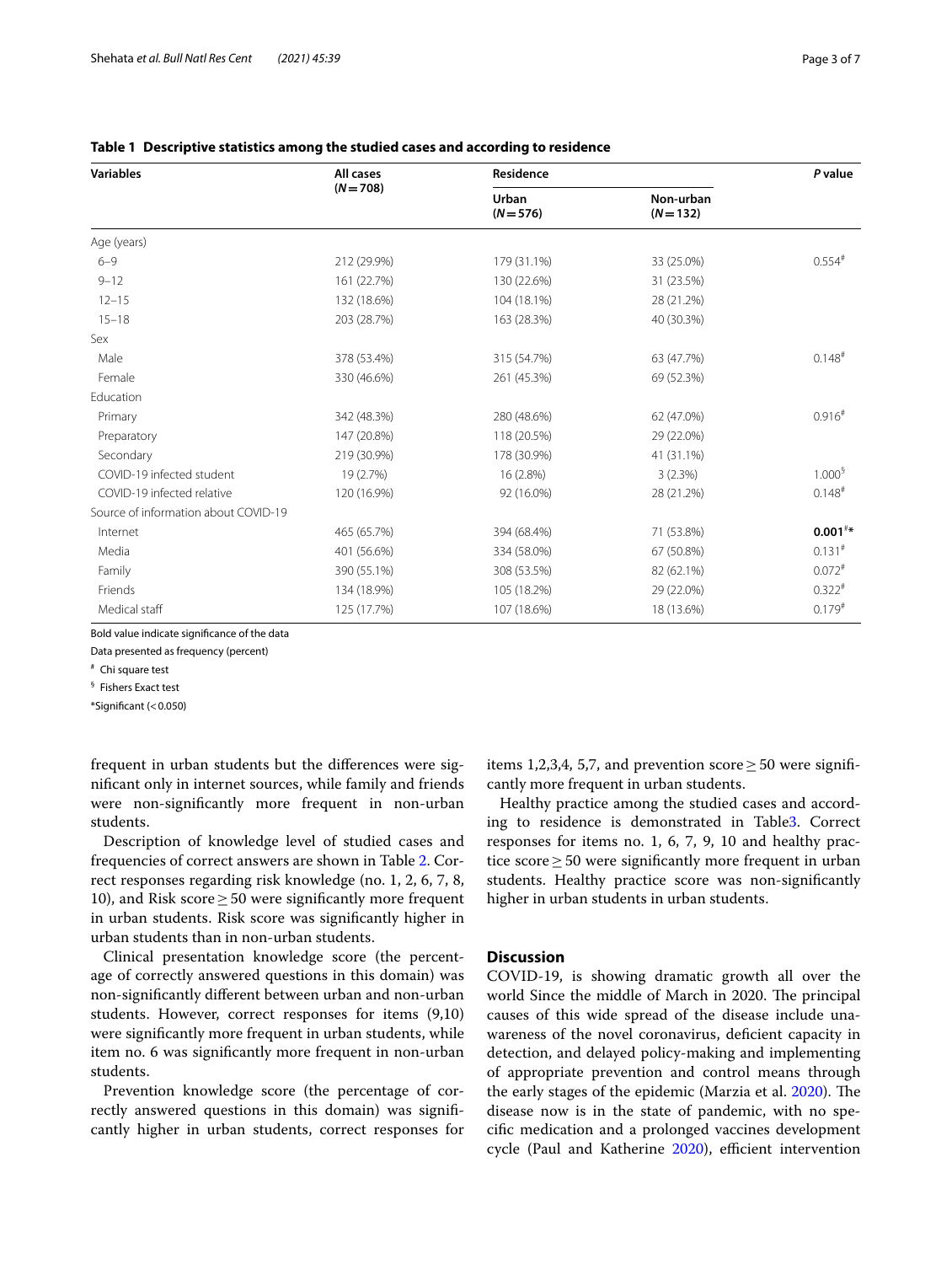**Table 1 Descriptive statistics among the studied cases and according to residence**

| Variables | All cases (N = 708) | Residence | | P value |
|---|---|---|---|---|
| | | Urban (N = 576) | Non-urban (N = 132) | |
| Age (years) | | | | |
| 6–9 | 212 (29.9%) | 179 (31.1%) | 33 (25.0%) | 0.554[#] |
| 9–12 | 161 (22.7%) | 130 (22.6%) | 31 (23.5%) | |
| 12–15 | 132 (18.6%) | 104 (18.1%) | 28 (21.2%) | |
| 15–18 | 203 (28.7%) | 163 (28.3%) | 40 (30.3%) | |
| Sex | | | | |
| Male | 378 (53.4%) | 315 (54.7%) | 63 (47.7%) | 0.148[#] |
| Female | 330 (46.6%) | 261 (45.3%) | 69 (52.3%) | |
| Education | | | | |
| Primary | 342 (48.3%) | 280 (48.6%) | 62 (47.0%) | 0.916[#] |
| Preparatory | 147 (20.8%) | 118 (20.5%) | 29 (22.0%) | |
| Secondary | 219 (30.9%) | 178 (30.9%) | 41 (31.1%) | |
| COVID-19 infected student | 19 (2.7%) | 16 (2.8%) | 3 (2.3%) | 1.000[§] |
| COVID-19 infected relative | 120 (16.9%) | 92 (16.0%) | 28 (21.2%) | 0.148[#] |
| Source of information about COVID-19 | | | | |
| Internet | 465 (65.7%) | 394 (68.4%) | 71 (53.8%) | **0.001**[#]* |
| Media | 401 (56.6%) | 334 (58.0%) | 67 (50.8%) | 0.131[#] |
| Family | 390 (55.1%) | 308 (53.5%) | 82 (62.1%) | 0.072[#] |
| Friends | 134 (18.9%) | 105 (18.2%) | 29 (22.0%) | 0.322[#] |
| Medical staff | 125 (17.7%) | 107 (18.6%) | 18 (13.6%) | 0.179[#] |

Bold value indicate significance of the data

Data presented as frequency (percent)

[#] Chi square test

[§] Fishers Exact test

*Significant (< 0.050)

frequent in urban students but the differences were significant only in internet sources, while family and friends were non-significantly more frequent in non-urban students.

Description of knowledge level of studied cases and frequencies of correct answers are shown in Table 2. Correct responses regarding risk knowledge (no. 1, 2, 6, 7, 8, 10), and Risk score ≥ 50 were significantly more frequent in urban students. Risk score was significantly higher in urban students than in non-urban students.

Clinical presentation knowledge score (the percentage of correctly answered questions in this domain) was non-significantly different between urban and non-urban students. However, correct responses for items (9,10) were significantly more frequent in urban students, while item no. 6 was significantly more frequent in non-urban students.

Prevention knowledge score (the percentage of correctly answered questions in this domain) was significantly higher in urban students, correct responses for items 1,2,3,4, 5,7, and prevention score ≥ 50 were significantly more frequent in urban students.

Healthy practice among the studied cases and according to residence is demonstrated in Table3. Correct responses for items no. 1, 6, 7, 9, 10 and healthy practice score ≥ 50 were significantly more frequent in urban students. Healthy practice score was non-significantly higher in urban students in urban students.

## Discussion

COVID-19, is showing dramatic growth all over the world Since the middle of March in 2020. The principal causes of this wide spread of the disease include unawareness of the novel coronavirus, deficient capacity in detection, and delayed policy-making and implementing of appropriate prevention and control means through the early stages of the epidemic (Marzia et al. 2020). The disease now is in the state of pandemic, with no specific medication and a prolonged vaccines development cycle (Paul and Katherine 2020), efficient intervention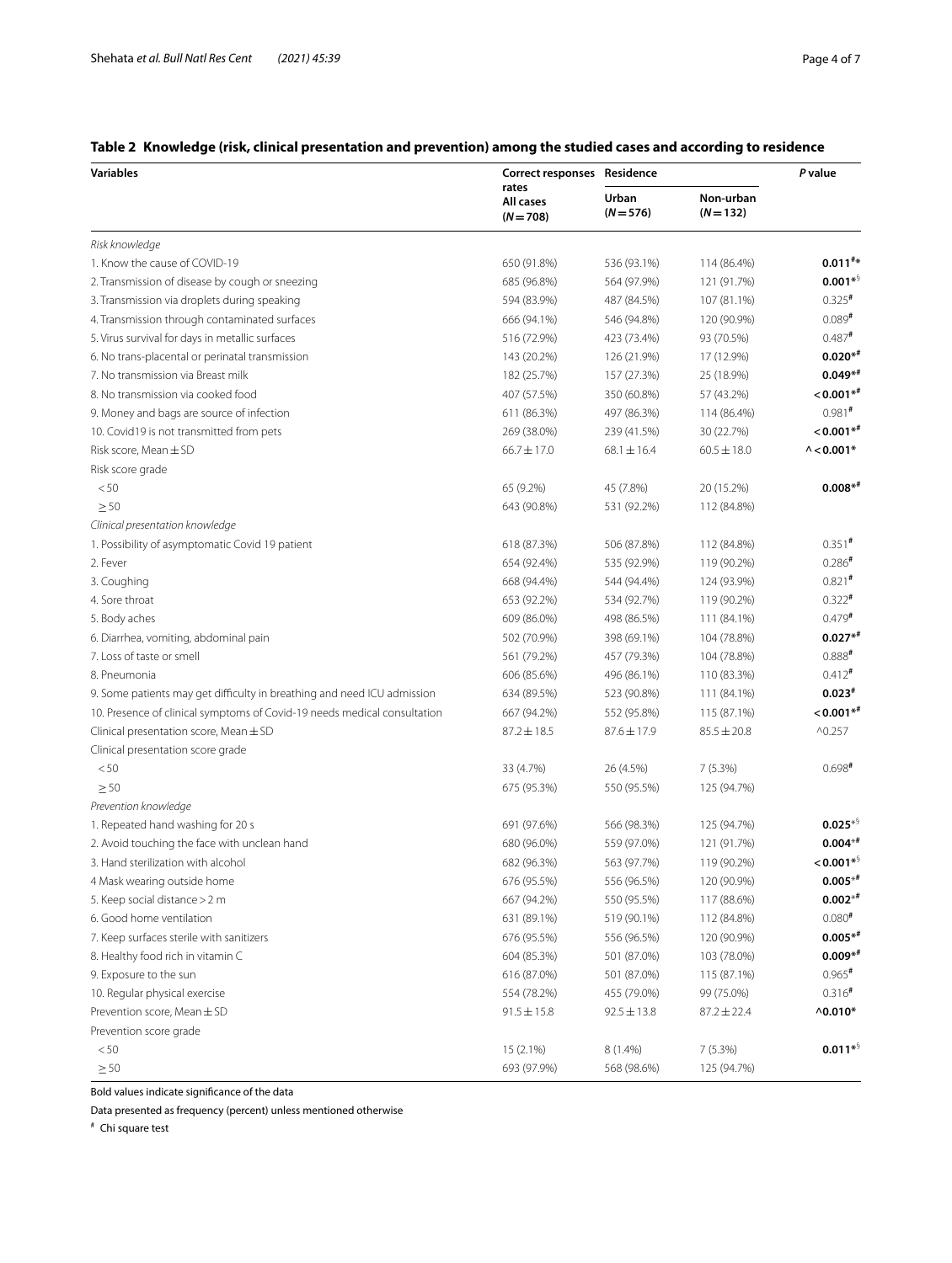**Table 2 Knowledge (risk, clinical presentation and prevention) among the studied cases and according to residence**

| Variables | Correct responses rates All cases (N = 708) | Residence | | P value |
|---|---|---|---|---|
| | | Urban (N = 576) | Non-urban (N = 132) | |
| *Risk knowledge* | | | | |
| 1. Know the cause of COVID-19 | 650 (91.8%) | 536 (93.1%) | 114 (86.4%) | **0.011**[#]* |
| 2. Transmission of disease by cough or sneezing | 685 (96.8%) | 564 (97.9%) | 121 (91.7%) | **0.001***[$] |
| 3. Transmission via droplets during speaking | 594 (83.9%) | 487 (84.5%) | 107 (81.1%) | 0.325[#] |
| 4. Transmission through contaminated surfaces | 666 (94.1%) | 546 (94.8%) | 120 (90.9%) | 0.089[#] |
| 5. Virus survival for days in metallic surfaces | 516 (72.9%) | 423 (73.4%) | 93 (70.5%) | 0.487[#] |
| 6. No trans-placental or perinatal transmission | 143 (20.2%) | 126 (21.9%) | 17 (12.9%) | **0.020***[#] |
| 7. No transmission via Breast milk | 182 (25.7%) | 157 (27.3%) | 25 (18.9%) | **0.049***[#] |
| 8. No transmission via cooked food | 407 (57.5%) | 350 (60.8%) | 57 (43.2%) | **< 0.001***[#] |
| 9. Money and bags are source of infection | 611 (86.3%) | 497 (86.3%) | 114 (86.4%) | 0.981[#] |
| 10. Covid19 is not transmitted from pets | 269 (38.0%) | 239 (41.5%) | 30 (22.7%) | **< 0.001***[#] |
| Risk score, Mean ± SD | 66.7 ± 17.0 | 68.1 ± 16.4 | 60.5 ± 18.0 | **^ < 0.001*** |
| Risk score grade | | | | |
| < 50 | 65 (9.2%) | 45 (7.8%) | 20 (15.2%) | **0.008***[#] |
| ≥ 50 | 643 (90.8%) | 531 (92.2%) | 112 (84.8%) | |
| *Clinical presentation knowledge* | | | | |
| 1. Possibility of asymptomatic Covid 19 patient | 618 (87.3%) | 506 (87.8%) | 112 (84.8%) | 0.351[#] |
| 2. Fever | 654 (92.4%) | 535 (92.9%) | 119 (90.2%) | 0.286[#] |
| 3. Coughing | 668 (94.4%) | 544 (94.4%) | 124 (93.9%) | 0.821[#] |
| 4. Sore throat | 653 (92.2%) | 534 (92.7%) | 119 (90.2%) | 0.322[#] |
| 5. Body aches | 609 (86.0%) | 498 (86.5%) | 111 (84.1%) | 0.479[#] |
| 6. Diarrhea, vomiting, abdominal pain | 502 (70.9%) | 398 (69.1%) | 104 (78.8%) | **0.027***[#] |
| 7. Loss of taste or smell | 561 (79.2%) | 457 (79.3%) | 104 (78.8%) | 0.888[#] |
| 8. Pneumonia | 606 (85.6%) | 496 (86.1%) | 110 (83.3%) | 0.412[#] |
| 9. Some patients may get difficulty in breathing and need ICU admission | 634 (89.5%) | 523 (90.8%) | 111 (84.1%) | **0.023**[#] |
| 10. Presence of clinical symptoms of Covid-19 needs medical consultation | 667 (94.2%) | 552 (95.8%) | 115 (87.1%) | **< 0.001***[#] |
| Clinical presentation score, Mean ± SD | 87.2 ± 18.5 | 87.6 ± 17.9 | 85.5 ± 20.8 | ^0.257 |
| Clinical presentation score grade | | | | |
| < 50 | 33 (4.7%) | 26 (4.5%) | 7 (5.3%) | 0.698[#] |
| ≥ 50 | 675 (95.3%) | 550 (95.5%) | 125 (94.7%) | |
| *Prevention knowledge* | | | | |
| 1. Repeated hand washing for 20 s | 691 (97.6%) | 566 (98.3%) | 125 (94.7%) | **0.025***[$] |
| 2. Avoid touching the face with unclean hand | 680 (96.0%) | 559 (97.0%) | 121 (91.7%) | **0.004***[#] |
| 3. Hand sterilization with alcohol | 682 (96.3%) | 563 (97.7%) | 119 (90.2%) | **< 0.001***[$] |
| 4 Mask wearing outside home | 676 (95.5%) | 556 (96.5%) | 120 (90.9%) | **0.005***[#] |
| 5. Keep social distance > 2 m | 667 (94.2%) | 550 (95.5%) | 117 (88.6%) | **0.002***[#] |
| 6. Good home ventilation | 631 (89.1%) | 519 (90.1%) | 112 (84.8%) | 0.080[#] |
| 7. Keep surfaces sterile with sanitizers | 676 (95.5%) | 556 (96.5%) | 120 (90.9%) | **0.005***[#] |
| 8. Healthy food rich in vitamin C | 604 (85.3%) | 501 (87.0%) | 103 (78.0%) | **0.009***[#] |
| 9. Exposure to the sun | 616 (87.0%) | 501 (87.0%) | 115 (87.1%) | 0.965[#] |
| 10. Regular physical exercise | 554 (78.2%) | 455 (79.0%) | 99 (75.0%) | 0.316[#] |
| Prevention score, Mean ± SD | 91.5 ± 15.8 | 92.5 ± 13.8 | 87.2 ± 22.4 | **^0.010*** |
| Prevention score grade | | | | |
| < 50 | 15 (2.1%) | 8 (1.4%) | 7 (5.3%) | **0.011***[$] |
| ≥ 50 | 693 (97.9%) | 568 (98.6%) | 125 (94.7%) | |

Bold values indicate significance of the data

Data presented as frequency (percent) unless mentioned otherwise

[#] Chi square test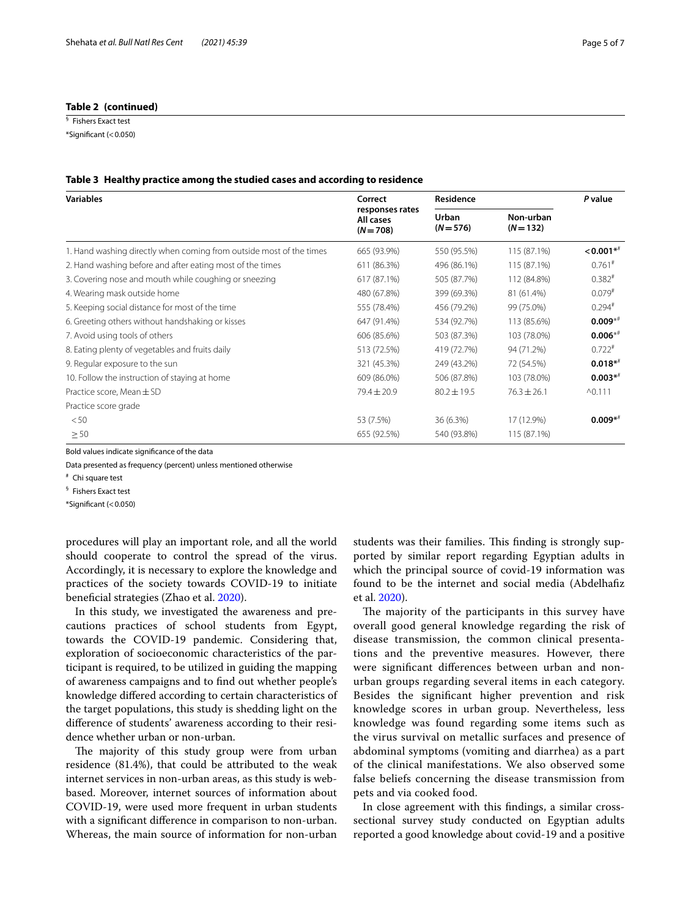**Table 2 (continued)**

§ Fishers Exact test

*Significant (< 0.050)

**Table 3 Healthy practice among the studied cases and according to residence**

| Variables | Correct responses rates All cases (N = 708) | Residence | | P value |
|---|---|---|---|---|
| | | Urban (N = 576) | Non-urban (N = 132) | |
| 1. Hand washing directly when coming from outside most of the times | 665 (93.9%) | 550 (95.5%) | 115 (87.1%) | **< 0.001***# |
| 2. Hand washing before and after eating most of the times | 611 (86.3%) | 496 (86.1%) | 115 (87.1%) | 0.761# |
| 3. Covering nose and mouth while coughing or sneezing | 617 (87.1%) | 505 (87.7%) | 112 (84.8%) | 0.382# |
| 4. Wearing mask outside home | 480 (67.8%) | 399 (69.3%) | 81 (61.4%) | 0.079# |
| 5. Keeping social distance for most of the time | 555 (78.4%) | 456 (79.2%) | 99 (75.0%) | 0.294# |
| 6. Greeting others without handshaking or kisses | 647 (91.4%) | 534 (92.7%) | 113 (85.6%) | **0.009***# |
| 7. Avoid using tools of others | 606 (85.6%) | 503 (87.3%) | 103 (78.0%) | **0.006***# |
| 8. Eating plenty of vegetables and fruits daily | 513 (72.5%) | 419 (72.7%) | 94 (71.2%) | 0.722# |
| 9. Regular exposure to the sun | 321 (45.3%) | 249 (43.2%) | 72 (54.5%) | **0.018***# |
| 10. Follow the instruction of staying at home | 609 (86.0%) | 506 (87.8%) | 103 (78.0%) | **0.003***# |
| Practice score, Mean ± SD | 79.4 ± 20.9 | 80.2 ± 19.5 | 76.3 ± 26.1 | ^0.111 |
| Practice score grade | | | | |
| < 50 | 53 (7.5%) | 36 (6.3%) | 17 (12.9%) | **0.009***# |
| ≥ 50 | 655 (92.5%) | 540 (93.8%) | 115 (87.1%) | |

Bold values indicate significance of the data

Data presented as frequency (percent) unless mentioned otherwise

# Chi square test

§ Fishers Exact test

*Significant (< 0.050)

procedures will play an important role, and all the world should cooperate to control the spread of the virus. Accordingly, it is necessary to explore the knowledge and practices of the society towards COVID-19 to initiate beneficial strategies (Zhao et al. 2020).

In this study, we investigated the awareness and precautions practices of school students from Egypt, towards the COVID-19 pandemic. Considering that, exploration of socioeconomic characteristics of the participant is required, to be utilized in guiding the mapping of awareness campaigns and to find out whether people's knowledge differed according to certain characteristics of the target populations, this study is shedding light on the difference of students' awareness according to their residence whether urban or non-urban.

The majority of this study group were from urban residence (81.4%), that could be attributed to the weak internet services in non-urban areas, as this study is web-based. Moreover, internet sources of information about COVID-19, were used more frequent in urban students with a significant difference in comparison to non-urban. Whereas, the main source of information for non-urban students was their families. This finding is strongly supported by similar report regarding Egyptian adults in which the principal source of covid-19 information was found to be the internet and social media (Abdelhafiz et al. 2020).

The majority of the participants in this survey have overall good general knowledge regarding the risk of disease transmission, the common clinical presentations and the preventive measures. However, there were significant differences between urban and non-urban groups regarding several items in each category. Besides the significant higher prevention and risk knowledge scores in urban group. Nevertheless, less knowledge was found regarding some items such as the virus survival on metallic surfaces and presence of abdominal symptoms (vomiting and diarrhea) as a part of the clinical manifestations. We also observed some false beliefs concerning the disease transmission from pets and via cooked food.

In close agreement with this findings, a similar cross-sectional survey study conducted on Egyptian adults reported a good knowledge about covid-19 and a positive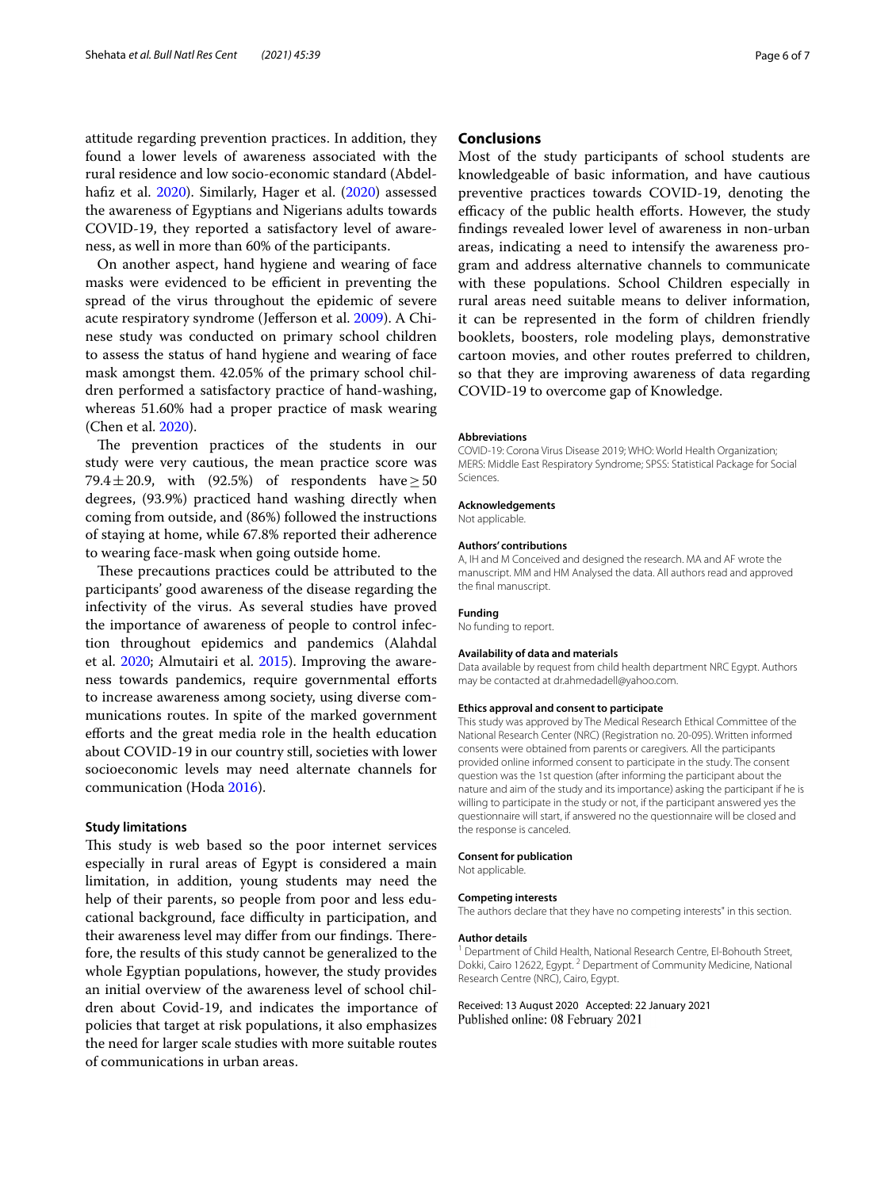attitude regarding prevention practices. In addition, they found a lower levels of awareness associated with the rural residence and low socio-economic standard (Abdelhafiz et al. 2020). Similarly, Hager et al. (2020) assessed the awareness of Egyptians and Nigerians adults towards COVID-19, they reported a satisfactory level of awareness, as well in more than 60% of the participants.

On another aspect, hand hygiene and wearing of face masks were evidenced to be efficient in preventing the spread of the virus throughout the epidemic of severe acute respiratory syndrome (Jefferson et al. 2009). A Chinese study was conducted on primary school children to assess the status of hand hygiene and wearing of face mask amongst them. 42.05% of the primary school children performed a satisfactory practice of hand-washing, whereas 51.60% had a proper practice of mask wearing (Chen et al. 2020).

The prevention practices of the students in our study were very cautious, the mean practice score was $79.4 \pm 20.9$, with (92.5%) of respondents have $\geq 50$ degrees, (93.9%) practiced hand washing directly when coming from outside, and (86%) followed the instructions of staying at home, while 67.8% reported their adherence to wearing face-mask when going outside home.

These precautions practices could be attributed to the participants' good awareness of the disease regarding the infectivity of the virus. As several studies have proved the importance of awareness of people to control infection throughout epidemics and pandemics (Alahdal et al. 2020; Almutairi et al. 2015). Improving the awareness towards pandemics, require governmental efforts to increase awareness among society, using diverse communications routes. In spite of the marked government efforts and the great media role in the health education about COVID-19 in our country still, societies with lower socioeconomic levels may need alternate channels for communication (Hoda 2016).

## Study limitations

This study is web based so the poor internet services especially in rural areas of Egypt is considered a main limitation, in addition, young students may need the help of their parents, so people from poor and less educational background, face difficulty in participation, and their awareness level may differ from our findings. Therefore, the results of this study cannot be generalized to the whole Egyptian populations, however, the study provides an initial overview of the awareness level of school children about Covid-19, and indicates the importance of policies that target at risk populations, it also emphasizes the need for larger scale studies with more suitable routes of communications in urban areas.

## Conclusions

Most of the study participants of school students are knowledgeable of basic information, and have cautious preventive practices towards COVID-19, denoting the efficacy of the public health efforts. However, the study findings revealed lower level of awareness in non-urban areas, indicating a need to intensify the awareness program and address alternative channels to communicate with these populations. School Children especially in rural areas need suitable means to deliver information, it can be represented in the form of children friendly booklets, boosters, role modeling plays, demonstrative cartoon movies, and other routes preferred to children, so that they are improving awareness of data regarding COVID-19 to overcome gap of Knowledge.

#### Abbreviations

COVID-19: Corona Virus Disease 2019; WHO: World Health Organization; MERS: Middle East Respiratory Syndrome; SPSS: Statistical Package for Social Sciences.

#### Acknowledgements

Not applicable.

#### Authors' contributions

A, IH and M Conceived and designed the research. MA and AF wrote the manuscript. MM and HM Analysed the data. All authors read and approved the final manuscript.

#### Funding

No funding to report.

#### Availability of data and materials

Data available by request from child health department NRC Egypt. Authors may be contacted at dr.ahmedadell@yahoo.com.

#### Ethics approval and consent to participate

This study was approved by The Medical Research Ethical Committee of the National Research Center (NRC) (Registration no. 20-095). Written informed consents were obtained from parents or caregivers. All the participants provided online informed consent to participate in the study. The consent question was the 1st question (after informing the participant about the nature and aim of the study and its importance) asking the participant if he is willing to participate in the study or not, if the participant answered yes the questionnaire will start, if answered no the questionnaire will be closed and the response is canceled.

#### Consent for publication

Not applicable.

#### Competing interests

The authors declare that they have no competing interests" in this section.

#### Author details

[1] Department of Child Health, National Research Centre, El-Bohouth Street, Dokki, Cairo 12622, Egypt. [2] Department of Community Medicine, National Research Centre (NRC), Cairo, Egypt.

Received: 13 August 2020 Accepted: 22 January 2021
Published online: 08 February 2021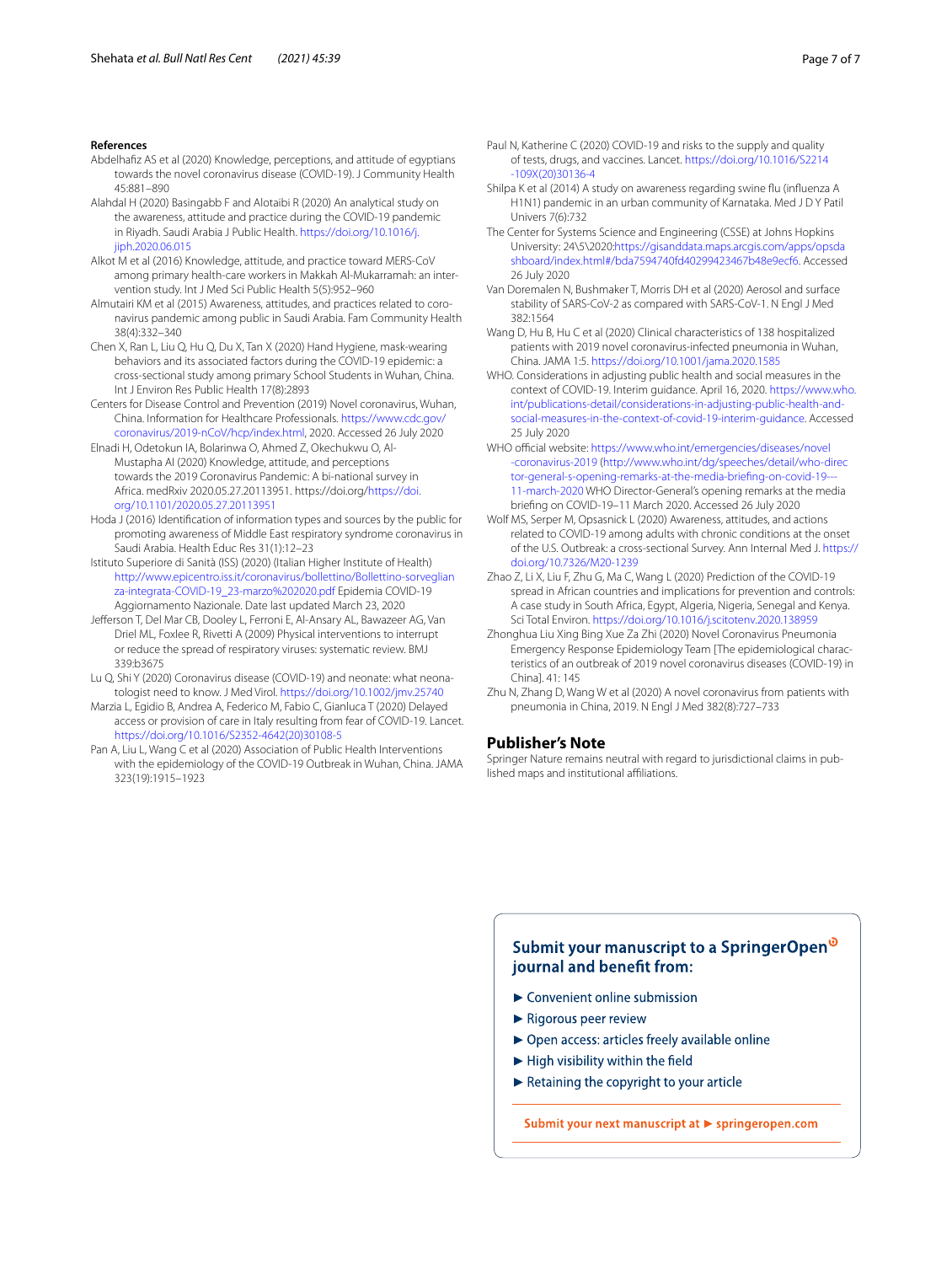## References

Abdelhafiz AS et al (2020) Knowledge, perceptions, and attitude of egyptians towards the novel coronavirus disease (COVID-19). J Community Health 45:881–890

Alahdal H (2020) Basingabb F and Alotaibi R (2020) An analytical study on the awareness, attitude and practice during the COVID-19 pandemic in Riyadh. Saudi Arabia J Public Health. https://doi.org/10.1016/j.jiph.2020.06.015

Alkot M et al (2016) Knowledge, attitude, and practice toward MERS-CoV among primary health-care workers in Makkah Al-Mukarramah: an intervention study. Int J Med Sci Public Health 5(5):952–960

Almutairi KM et al (2015) Awareness, attitudes, and practices related to coronavirus pandemic among public in Saudi Arabia. Fam Community Health 38(4):332–340

Chen X, Ran L, Liu Q, Hu Q, Du X, Tan X (2020) Hand Hygiene, mask-wearing behaviors and its associated factors during the COVID-19 epidemic: a cross-sectional study among primary School Students in Wuhan, China. Int J Environ Res Public Health 17(8):2893

Centers for Disease Control and Prevention (2019) Novel coronavirus, Wuhan, China. Information for Healthcare Professionals. https://www.cdc.gov/coronavirus/2019-nCoV/hcp/index.html, 2020. Accessed 26 July 2020

Elnadi H, Odetokun IA, Bolarinwa O, Ahmed Z, Okechukwu O, Al-Mustapha AI (2020) Knowledge, attitude, and perceptions towards the 2019 Coronavirus Pandemic: A bi-national survey in Africa. medRxiv 2020.05.27.20113951. https://doi.org/https://doi.org/10.1101/2020.05.27.20113951

Hoda J (2016) Identification of information types and sources by the public for promoting awareness of Middle East respiratory syndrome coronavirus in Saudi Arabia. Health Educ Res 31(1):12–23

Istituto Superiore di Sanità (ISS) (2020) (Italian Higher Institute of Health) http://www.epicentro.iss.it/coronavirus/bollettino/Bollettino-sorveglianza-integrata-COVID-19_23-marzo%202020.pdf Epidemia COVID-19 Aggiornamento Nazionale. Date last updated March 23, 2020

Jefferson T, Del Mar CB, Dooley L, Ferroni E, Al-Ansary AL, Bawazeer AG, Van Driel ML, Foxlee R, Rivetti A (2009) Physical interventions to interrupt or reduce the spread of respiratory viruses: systematic review. BMJ 339:b3675

Lu Q, Shi Y (2020) Coronavirus disease (COVID-19) and neonate: what neonatologist need to know. J Med Virol. https://doi.org/10.1002/jmv.25740

Marzia L, Egidio B, Andrea A, Federico M, Fabio C, Gianluca T (2020) Delayed access or provision of care in Italy resulting from fear of COVID-19. Lancet. https://doi.org/10.1016/S2352-4642(20)30108-5

Pan A, Liu L, Wang C et al (2020) Association of Public Health Interventions with the epidemiology of the COVID-19 Outbreak in Wuhan, China. JAMA 323(19):1915–1923

Paul N, Katherine C (2020) COVID-19 and risks to the supply and quality of tests, drugs, and vaccines. Lancet. https://doi.org/10.1016/S2214-109X(20)30136-4

Shilpa K et al (2014) A study on awareness regarding swine flu (influenza A H1N1) pandemic in an urban community of Karnataka. Med J D Y Patil Univers 7(6):732

The Center for Systems Science and Engineering (CSSE) at Johns Hopkins University: 24\5\2020:https://gisanddata.maps.arcgis.com/apps/opsdashboard/index.html#/bda7594740fd40299423467b48e9ecf6. Accessed 26 July 2020

Van Doremalen N, Bushmaker T, Morris DH et al (2020) Aerosol and surface stability of SARS-CoV-2 as compared with SARS-CoV-1. N Engl J Med 382:1564

Wang D, Hu B, Hu C et al (2020) Clinical characteristics of 138 hospitalized patients with 2019 novel coronavirus-infected pneumonia in Wuhan, China. JAMA 1:5. https://doi.org/10.1001/jama.2020.1585

WHO. Considerations in adjusting public health and social measures in the context of COVID-19. Interim guidance. April 16, 2020. https://www.who.int/publications-detail/considerations-in-adjusting-public-health-and-social-measures-in-the-context-of-covid-19-interim-guidance. Accessed 25 July 2020

WHO official website: https://www.who.int/emergencies/diseases/novel-coronavirus-2019 (http://www.who.int/dg/speeches/detail/who-director-general-s-opening-remarks-at-the-media-briefing-on-covid-19---11-march-2020 WHO Director-General's opening remarks at the media briefing on COVID-19–11 March 2020. Accessed 26 July 2020

Wolf MS, Serper M, Opsasnick L (2020) Awareness, attitudes, and actions related to COVID-19 among adults with chronic conditions at the onset of the U.S. Outbreak: a cross-sectional Survey. Ann Internal Med J. https://doi.org/10.7326/M20-1239

Zhao Z, Li X, Liu F, Zhu G, Ma C, Wang L (2020) Prediction of the COVID-19 spread in African countries and implications for prevention and controls: A case study in South Africa, Egypt, Algeria, Nigeria, Senegal and Kenya. Sci Total Environ. https://doi.org/10.1016/j.scitotenv.2020.138959

Zhonghua Liu Xing Bing Xue Za Zhi (2020) Novel Coronavirus Pneumonia Emergency Response Epidemiology Team [The epidemiological characteristics of an outbreak of 2019 novel coronavirus diseases (COVID-19) in China]. 41: 145

Zhu N, Zhang D, Wang W et al (2020) A novel coronavirus from patients with pneumonia in China, 2019. N Engl J Med 382(8):727–733

## Publisher's Note

Springer Nature remains neutral with regard to jurisdictional claims in published maps and institutional affiliations.

**Submit your manuscript to a SpringerOpen journal and benefit from:**

- ► Convenient online submission
- ► Rigorous peer review
- ► Open access: articles freely available online
- ► High visibility within the field
- ► Retaining the copyright to your article

**Submit your next manuscript at ► springeropen.com**